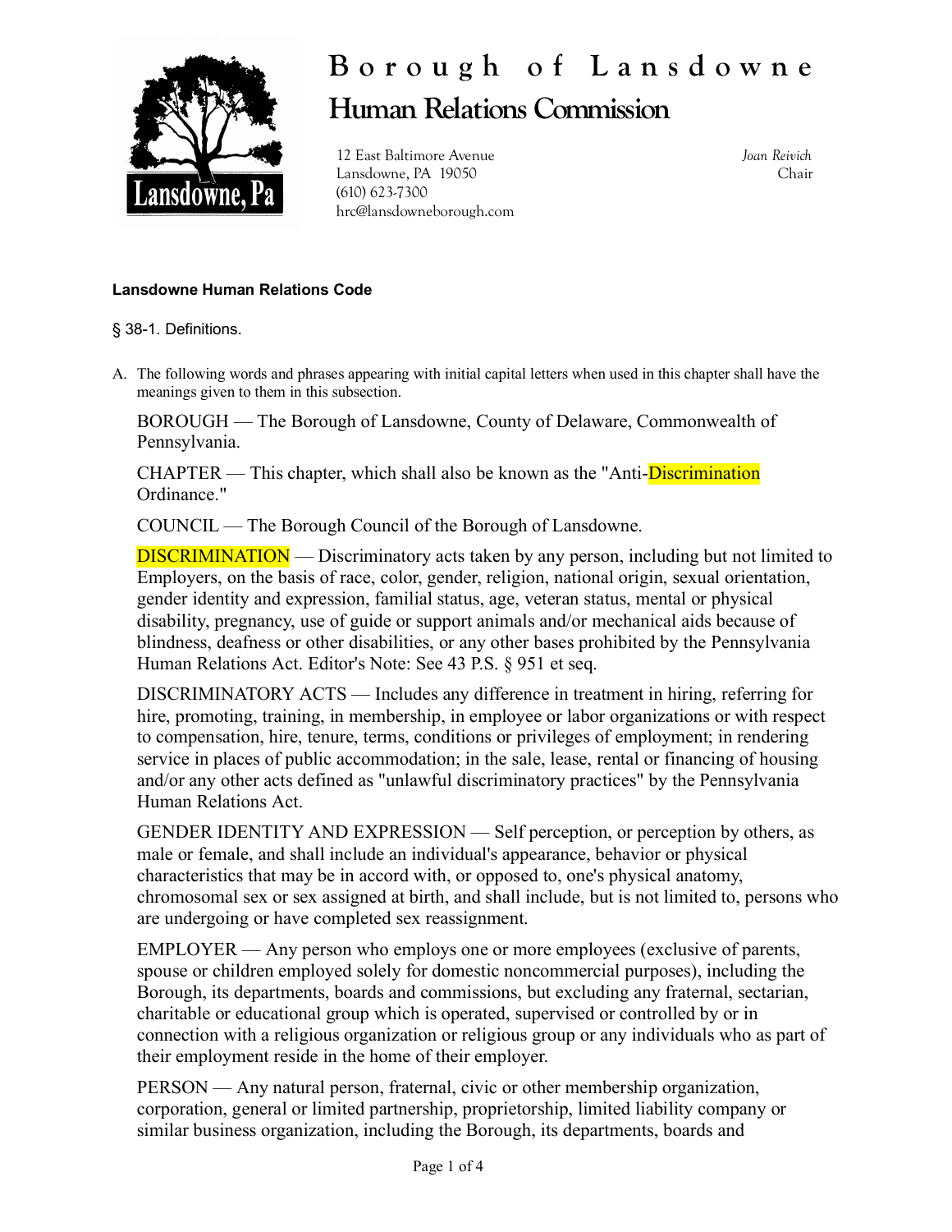# Borough of Lansdowne
## Human Relations Commission

12 East Baltimore Avenue
Lansdowne, PA 19050
(610) 623-7300
hrc@lansdowneborough.com

*Joan Reivich*
Chair

**Lansdowne Human Relations Code**

§ 38-1. Definitions.

A. The following words and phrases appearing with initial capital letters when used in this chapter shall have the meanings given to them in this subsection.

BOROUGH — The Borough of Lansdowne, County of Delaware, Commonwealth of Pennsylvania.

CHAPTER — This chapter, which shall also be known as the "Anti-Discrimination Ordinance."

COUNCIL — The Borough Council of the Borough of Lansdowne.

DISCRIMINATION — Discriminatory acts taken by any person, including but not limited to Employers, on the basis of race, color, gender, religion, national origin, sexual orientation, gender identity and expression, familial status, age, veteran status, mental or physical disability, pregnancy, use of guide or support animals and/or mechanical aids because of blindness, deafness or other disabilities, or any other bases prohibited by the Pennsylvania Human Relations Act. Editor's Note: See 43 P.S. § 951 et seq.

DISCRIMINATORY ACTS — Includes any difference in treatment in hiring, referring for hire, promoting, training, in membership, in employee or labor organizations or with respect to compensation, hire, tenure, terms, conditions or privileges of employment; in rendering service in places of public accommodation; in the sale, lease, rental or financing of housing and/or any other acts defined as "unlawful discriminatory practices" by the Pennsylvania Human Relations Act.

GENDER IDENTITY AND EXPRESSION — Self perception, or perception by others, as male or female, and shall include an individual's appearance, behavior or physical characteristics that may be in accord with, or opposed to, one's physical anatomy, chromosomal sex or sex assigned at birth, and shall include, but is not limited to, persons who are undergoing or have completed sex reassignment.

EMPLOYER — Any person who employs one or more employees (exclusive of parents, spouse or children employed solely for domestic noncommercial purposes), including the Borough, its departments, boards and commissions, but excluding any fraternal, sectarian, charitable or educational group which is operated, supervised or controlled by or in connection with a religious organization or religious group or any individuals who as part of their employment reside in the home of their employer.

PERSON — Any natural person, fraternal, civic or other membership organization, corporation, general or limited partnership, proprietorship, limited liability company or similar business organization, including the Borough, its departments, boards and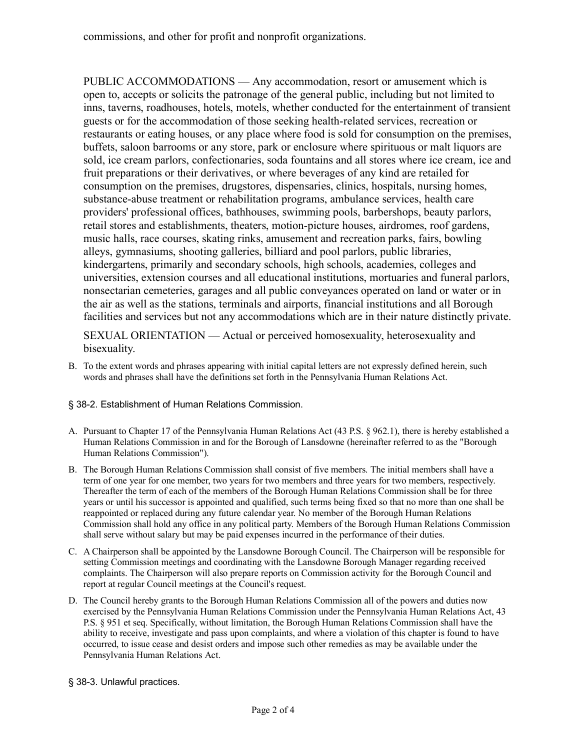commissions, and other for profit and nonprofit organizations.

PUBLIC ACCOMMODATIONS — Any accommodation, resort or amusement which is open to, accepts or solicits the patronage of the general public, including but not limited to inns, taverns, roadhouses, hotels, motels, whether conducted for the entertainment of transient guests or for the accommodation of those seeking health-related services, recreation or restaurants or eating houses, or any place where food is sold for consumption on the premises, buffets, saloon barrooms or any store, park or enclosure where spirituous or malt liquors are sold, ice cream parlors, confectionaries, soda fountains and all stores where ice cream, ice and fruit preparations or their derivatives, or where beverages of any kind are retailed for consumption on the premises, drugstores, dispensaries, clinics, hospitals, nursing homes, substance-abuse treatment or rehabilitation programs, ambulance services, health care providers' professional offices, bathhouses, swimming pools, barbershops, beauty parlors, retail stores and establishments, theaters, motion-picture houses, airdromes, roof gardens, music halls, race courses, skating rinks, amusement and recreation parks, fairs, bowling alleys, gymnasiums, shooting galleries, billiard and pool parlors, public libraries, kindergartens, primarily and secondary schools, high schools, academies, colleges and universities, extension courses and all educational institutions, mortuaries and funeral parlors, nonsectarian cemeteries, garages and all public conveyances operated on land or water or in the air as well as the stations, terminals and airports, financial institutions and all Borough facilities and services but not any accommodations which are in their nature distinctly private.

SEXUAL ORIENTATION — Actual or perceived homosexuality, heterosexuality and bisexuality.

B. To the extent words and phrases appearing with initial capital letters are not expressly defined herein, such words and phrases shall have the definitions set forth in the Pennsylvania Human Relations Act.

### § 38-2. Establishment of Human Relations Commission.

A. Pursuant to Chapter 17 of the Pennsylvania Human Relations Act (43 P.S. § 962.1), there is hereby established a Human Relations Commission in and for the Borough of Lansdowne (hereinafter referred to as the "Borough Human Relations Commission").

B. The Borough Human Relations Commission shall consist of five members. The initial members shall have a term of one year for one member, two years for two members and three years for two members, respectively. Thereafter the term of each of the members of the Borough Human Relations Commission shall be for three years or until his successor is appointed and qualified, such terms being fixed so that no more than one shall be reappointed or replaced during any future calendar year. No member of the Borough Human Relations Commission shall hold any office in any political party. Members of the Borough Human Relations Commission shall serve without salary but may be paid expenses incurred in the performance of their duties.

C. A Chairperson shall be appointed by the Lansdowne Borough Council. The Chairperson will be responsible for setting Commission meetings and coordinating with the Lansdowne Borough Manager regarding received complaints. The Chairperson will also prepare reports on Commission activity for the Borough Council and report at regular Council meetings at the Council's request.

D. The Council hereby grants to the Borough Human Relations Commission all of the powers and duties now exercised by the Pennsylvania Human Relations Commission under the Pennsylvania Human Relations Act, 43 P.S. § 951 et seq. Specifically, without limitation, the Borough Human Relations Commission shall have the ability to receive, investigate and pass upon complaints, and where a violation of this chapter is found to have occurred, to issue cease and desist orders and impose such other remedies as may be available under the Pennsylvania Human Relations Act.

### § 38-3. Unlawful practices.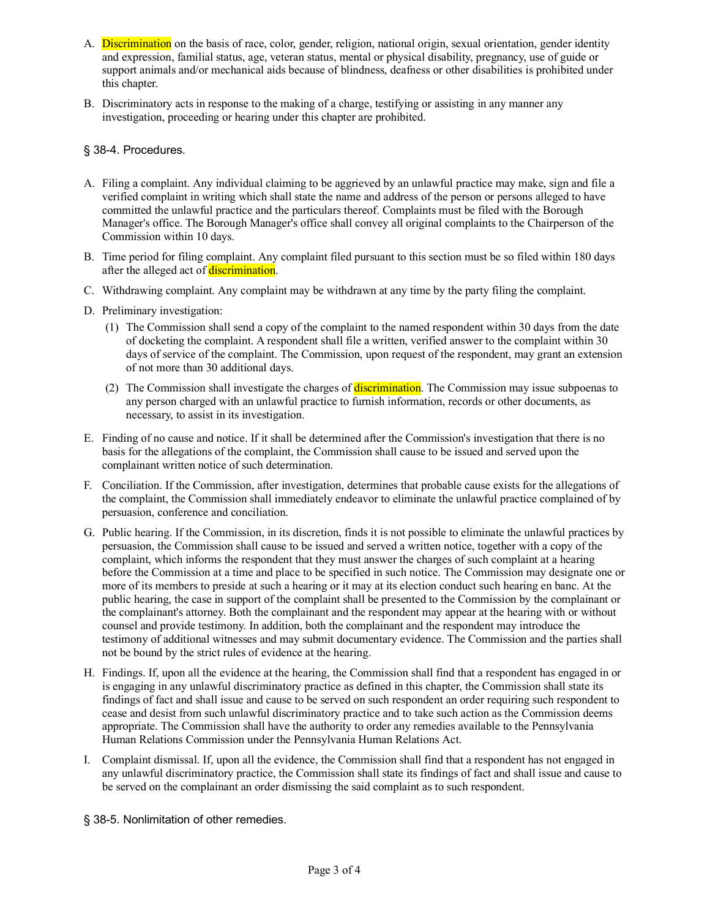A. Discrimination on the basis of race, color, gender, religion, national origin, sexual orientation, gender identity and expression, familial status, age, veteran status, mental or physical disability, pregnancy, use of guide or support animals and/or mechanical aids because of blindness, deafness or other disabilities is prohibited under this chapter.

B. Discriminatory acts in response to the making of a charge, testifying or assisting in any manner any investigation, proceeding or hearing under this chapter are prohibited.

## § 38-4. Procedures.

A. Filing a complaint. Any individual claiming to be aggrieved by an unlawful practice may make, sign and file a verified complaint in writing which shall state the name and address of the person or persons alleged to have committed the unlawful practice and the particulars thereof. Complaints must be filed with the Borough Manager's office. The Borough Manager's office shall convey all original complaints to the Chairperson of the Commission within 10 days.

B. Time period for filing complaint. Any complaint filed pursuant to this section must be so filed within 180 days after the alleged act of discrimination.

C. Withdrawing complaint. Any complaint may be withdrawn at any time by the party filing the complaint.

D. Preliminary investigation:

   (1) The Commission shall send a copy of the complaint to the named respondent within 30 days from the date of docketing the complaint. A respondent shall file a written, verified answer to the complaint within 30 days of service of the complaint. The Commission, upon request of the respondent, may grant an extension of not more than 30 additional days.

   (2) The Commission shall investigate the charges of discrimination. The Commission may issue subpoenas to any person charged with an unlawful practice to furnish information, records or other documents, as necessary, to assist in its investigation.

E. Finding of no cause and notice. If it shall be determined after the Commission's investigation that there is no basis for the allegations of the complaint, the Commission shall cause to be issued and served upon the complainant written notice of such determination.

F. Conciliation. If the Commission, after investigation, determines that probable cause exists for the allegations of the complaint, the Commission shall immediately endeavor to eliminate the unlawful practice complained of by persuasion, conference and conciliation.

G. Public hearing. If the Commission, in its discretion, finds it is not possible to eliminate the unlawful practices by persuasion, the Commission shall cause to be issued and served a written notice, together with a copy of the complaint, which informs the respondent that they must answer the charges of such complaint at a hearing before the Commission at a time and place to be specified in such notice. The Commission may designate one or more of its members to preside at such a hearing or it may at its election conduct such hearing en banc. At the public hearing, the case in support of the complaint shall be presented to the Commission by the complainant or the complainant's attorney. Both the complainant and the respondent may appear at the hearing with or without counsel and provide testimony. In addition, both the complainant and the respondent may introduce the testimony of additional witnesses and may submit documentary evidence. The Commission and the parties shall not be bound by the strict rules of evidence at the hearing.

H. Findings. If, upon all the evidence at the hearing, the Commission shall find that a respondent has engaged in or is engaging in any unlawful discriminatory practice as defined in this chapter, the Commission shall state its findings of fact and shall issue and cause to be served on such respondent an order requiring such respondent to cease and desist from such unlawful discriminatory practice and to take such action as the Commission deems appropriate. The Commission shall have the authority to order any remedies available to the Pennsylvania Human Relations Commission under the Pennsylvania Human Relations Act.

I. Complaint dismissal. If, upon all the evidence, the Commission shall find that a respondent has not engaged in any unlawful discriminatory practice, the Commission shall state its findings of fact and shall issue and cause to be served on the complainant an order dismissing the said complaint as to such respondent.

## § 38-5. Nonlimitation of other remedies.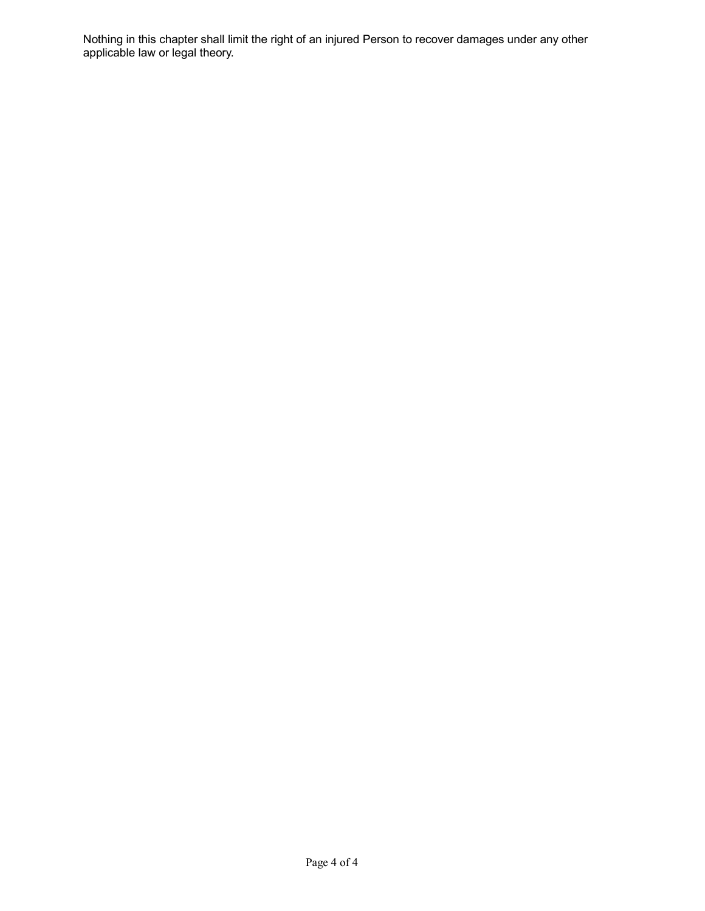Nothing in this chapter shall limit the right of an injured Person to recover damages under any other applicable law or legal theory.